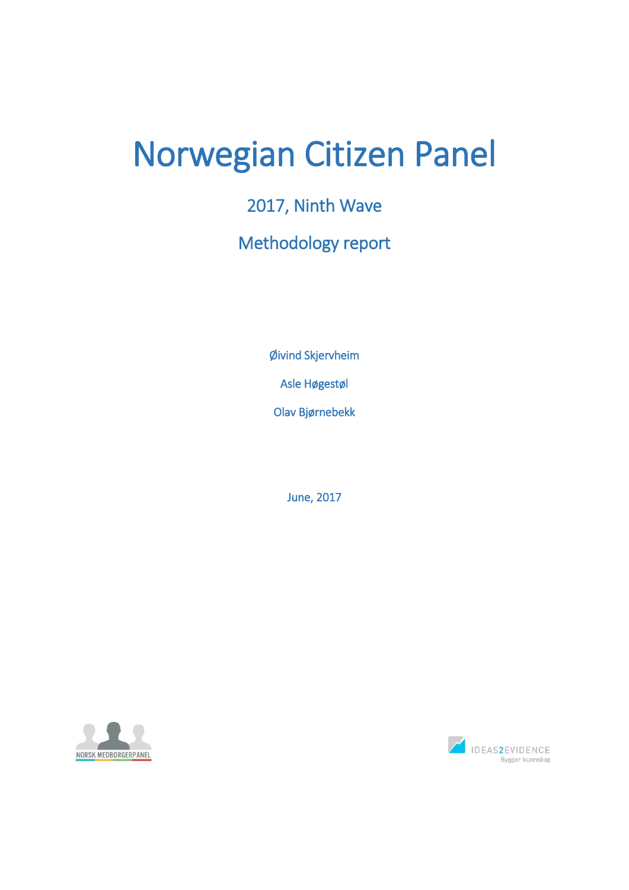# Norwegian Citizen Panel

## 2017, Ninth Wave

## Methodology report

Øivind Skjervheim

Asle Høgestøl

Olav Bjørnebekk

June, 2017

NORSK MEDBORGERPANEL

IDEAS2EVIDENCE
Bygger kunnskap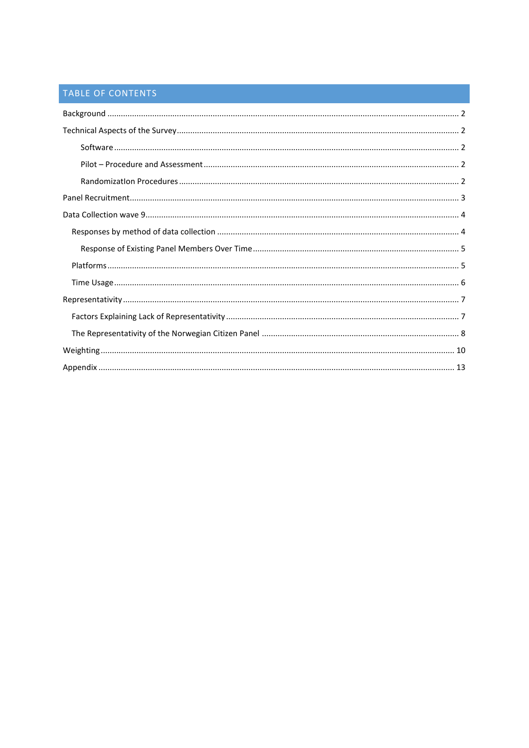# TABLE OF CONTENTS

- Background ..... 2
- Technical Aspects of the Survey ..... 2
  - Software ..... 2
  - Pilot – Procedure and Assessment ..... 2
  - RandomizatIon Procedures ..... 2
- Panel Recruitment ..... 3
- Data Collection wave 9 ..... 4
  - Responses by method of data collection ..... 4
    - Response of Existing Panel Members Over Time ..... 5
  - Platforms ..... 5
  - Time Usage ..... 6
- Representativity ..... 7
  - Factors Explaining Lack of Representativity ..... 7
  - The Representativity of the Norwegian Citizen Panel ..... 8
- Weighting ..... 10
- Appendix ..... 13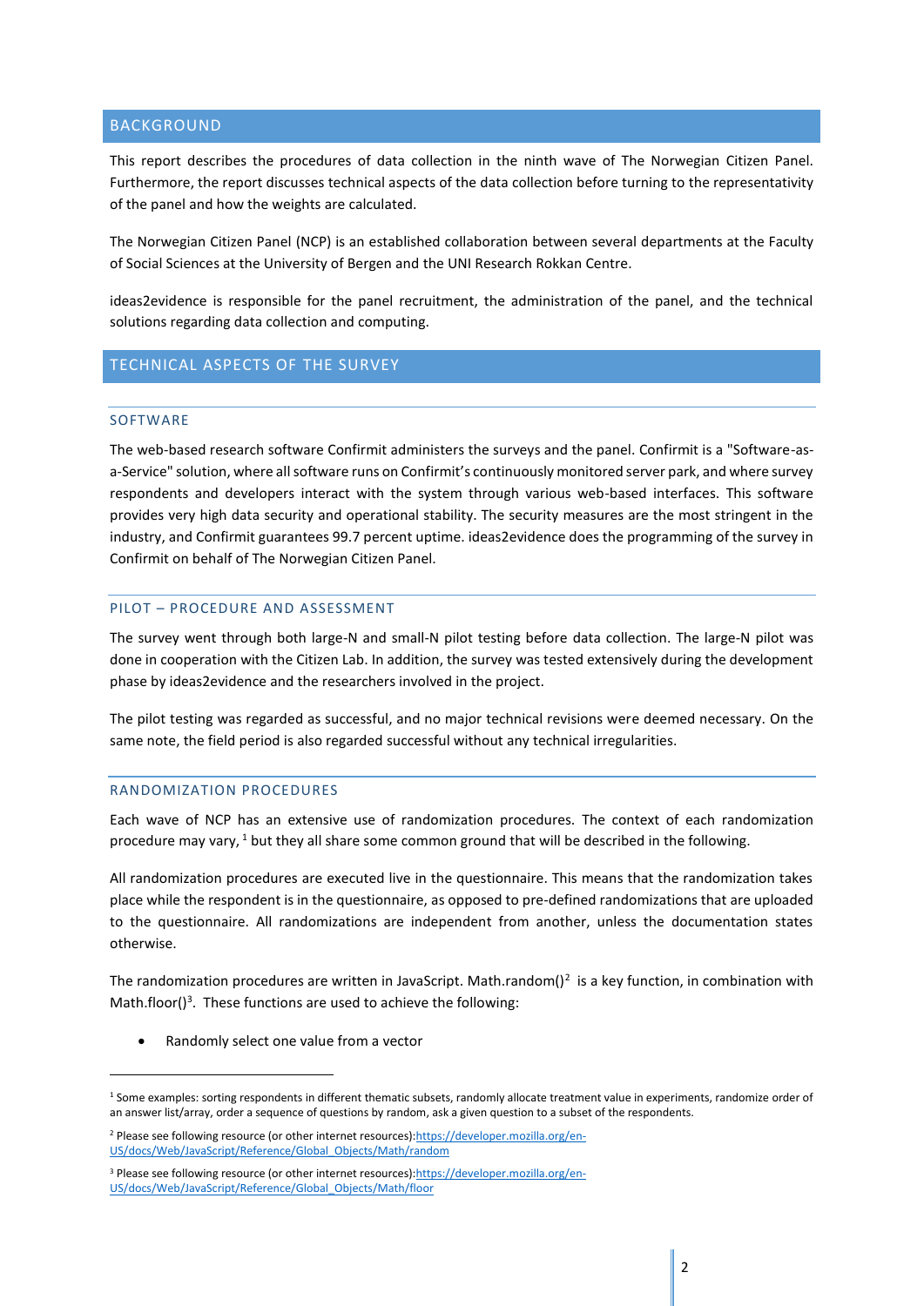## BACKGROUND

This report describes the procedures of data collection in the ninth wave of The Norwegian Citizen Panel. Furthermore, the report discusses technical aspects of the data collection before turning to the representativity of the panel and how the weights are calculated.

The Norwegian Citizen Panel (NCP) is an established collaboration between several departments at the Faculty of Social Sciences at the University of Bergen and the UNI Research Rokkan Centre.

ideas2evidence is responsible for the panel recruitment, the administration of the panel, and the technical solutions regarding data collection and computing.

## TECHNICAL ASPECTS OF THE SURVEY

### SOFTWARE

The web-based research software Confirmit administers the surveys and the panel. Confirmit is a "Software-as-a-Service" solution, where all software runs on Confirmit's continuously monitored server park, and where survey respondents and developers interact with the system through various web-based interfaces. This software provides very high data security and operational stability. The security measures are the most stringent in the industry, and Confirmit guarantees 99.7 percent uptime. ideas2evidence does the programming of the survey in Confirmit on behalf of The Norwegian Citizen Panel.

### PILOT – PROCEDURE AND ASSESSMENT

The survey went through both large-N and small-N pilot testing before data collection. The large-N pilot was done in cooperation with the Citizen Lab. In addition, the survey was tested extensively during the development phase by ideas2evidence and the researchers involved in the project.

The pilot testing was regarded as successful, and no major technical revisions were deemed necessary. On the same note, the field period is also regarded successful without any technical irregularities.

### RANDOMIZATION PROCEDURES

Each wave of NCP has an extensive use of randomization procedures. The context of each randomization procedure may vary, [1] but they all share some common ground that will be described in the following.

All randomization procedures are executed live in the questionnaire. This means that the randomization takes place while the respondent is in the questionnaire, as opposed to pre-defined randomizations that are uploaded to the questionnaire. All randomizations are independent from another, unless the documentation states otherwise.

The randomization procedures are written in JavaScript. Math.random()[2] is a key function, in combination with Math.floor()[3]. These functions are used to achieve the following:

- Randomly select one value from a vector

---

[1] Some examples: sorting respondents in different thematic subsets, randomly allocate treatment value in experiments, randomize order of an answer list/array, order a sequence of questions by random, ask a given question to a subset of the respondents.

[2] Please see following resource (or other internet resources):https://developer.mozilla.org/en-US/docs/Web/JavaScript/Reference/Global_Objects/Math/random

[3] Please see following resource (or other internet resources):https://developer.mozilla.org/en-US/docs/Web/JavaScript/Reference/Global_Objects/Math/floor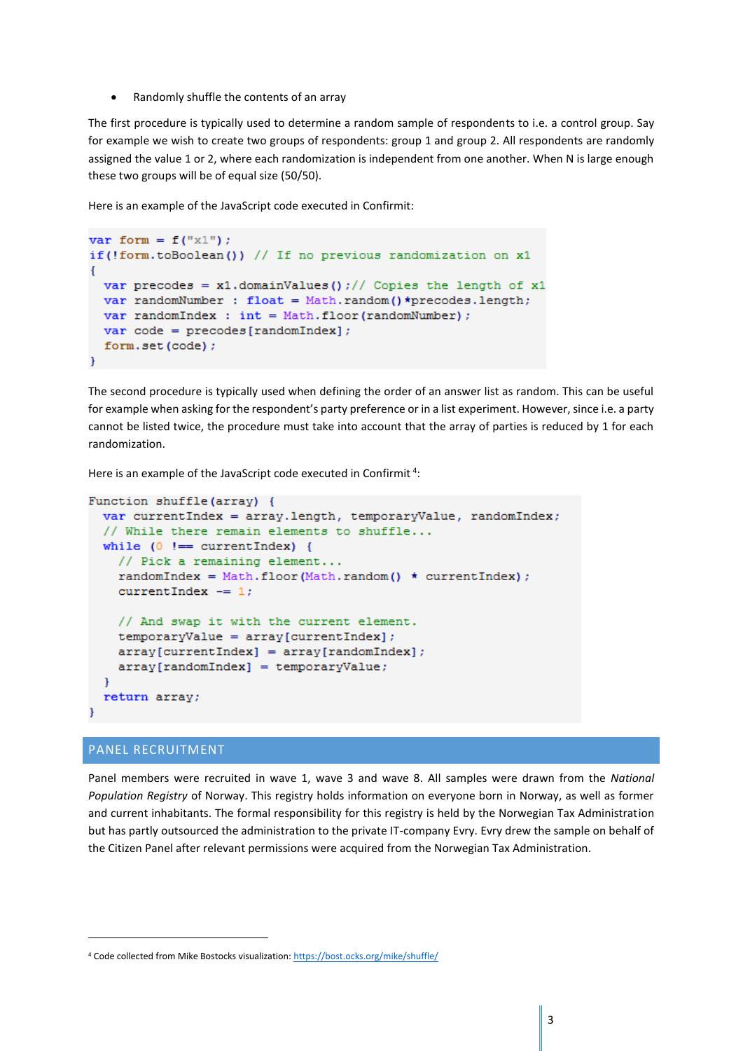- Randomly shuffle the contents of an array

The first procedure is typically used to determine a random sample of respondents to i.e. a control group. Say for example we wish to create two groups of respondents: group 1 and group 2. All respondents are randomly assigned the value 1 or 2, where each randomization is independent from one another. When N is large enough these two groups will be of equal size (50/50).

Here is an example of the JavaScript code executed in Confirmit:

```
var form = f("x1");
if(!form.toBoolean()) // If no previous randomization on x1
{
  var precodes = x1.domainValues();// Copies the length of x1
  var randomNumber : float = Math.random()*precodes.length;
  var randomIndex : int = Math.floor(randomNumber);
  var code = precodes[randomIndex];
  form.set(code);
}
```

The second procedure is typically used when defining the order of an answer list as random. This can be useful for example when asking for the respondent's party preference or in a list experiment. However, since i.e. a party cannot be listed twice, the procedure must take into account that the array of parties is reduced by 1 for each randomization.

Here is an example of the JavaScript code executed in Confirmit[4]:

```
Function shuffle(array) {
  var currentIndex = array.length, temporaryValue, randomIndex;
  // While there remain elements to shuffle...
  while (0 !== currentIndex) {
    // Pick a remaining element...
    randomIndex = Math.floor(Math.random() * currentIndex);
    currentIndex -= 1;

    // And swap it with the current element.
    temporaryValue = array[currentIndex];
    array[currentIndex] = array[randomIndex];
    array[randomIndex] = temporaryValue;
  }
  return array;
}
```

## PANEL RECRUITMENT

Panel members were recruited in wave 1, wave 3 and wave 8. All samples were drawn from the *National Population Registry* of Norway. This registry holds information on everyone born in Norway, as well as former and current inhabitants. The formal responsibility for this registry is held by the Norwegian Tax Administration but has partly outsourced the administration to the private IT-company Evry. Evry drew the sample on behalf of the Citizen Panel after relevant permissions were acquired from the Norwegian Tax Administration.

[4] Code collected from Mike Bostocks visualization: https://bost.ocks.org/mike/shuffle/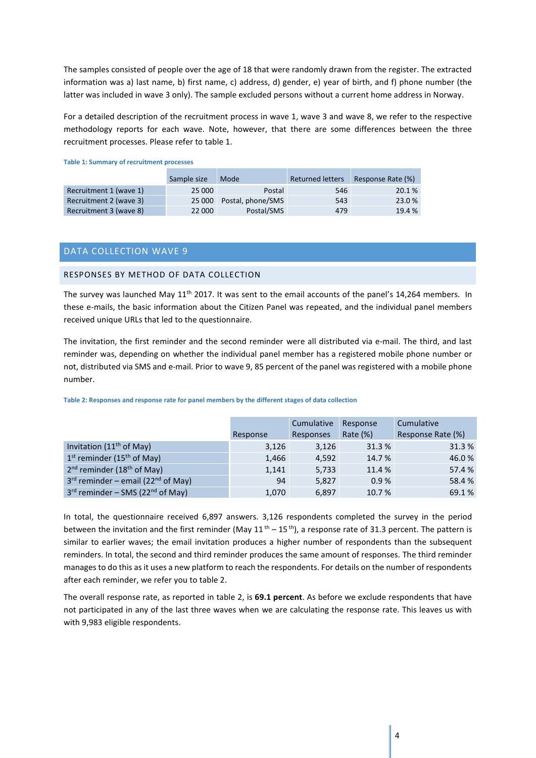The samples consisted of people over the age of 18 that were randomly drawn from the register. The extracted information was a) last name, b) first name, c) address, d) gender, e) year of birth, and f) phone number (the latter was included in wave 3 only). The sample excluded persons without a current home address in Norway.

For a detailed description of the recruitment process in wave 1, wave 3 and wave 8, we refer to the respective methodology reports for each wave. Note, however, that there are some differences between the three recruitment processes. Please refer to table 1.

**Table 1: Summary of recruitment processes**

| | Sample size | Mode | Returned letters | Response Rate (%) |
|---|---|---|---|---|
| Recruitment 1 (wave 1) | 25 000 | Postal | 546 | 20.1 % |
| Recruitment 2 (wave 3) | 25 000 | Postal, phone/SMS | 543 | 23.0 % |
| Recruitment 3 (wave 8) | 22 000 | Postal/SMS | 479 | 19.4 % |

## DATA COLLECTION WAVE 9

### RESPONSES BY METHOD OF DATA COLLECTION

The survey was launched May 11th 2017. It was sent to the email accounts of the panel's 14,264 members. In these e-mails, the basic information about the Citizen Panel was repeated, and the individual panel members received unique URLs that led to the questionnaire.

The invitation, the first reminder and the second reminder were all distributed via e-mail. The third, and last reminder was, depending on whether the individual panel member has a registered mobile phone number or not, distributed via SMS and e-mail. Prior to wave 9, 85 percent of the panel was registered with a mobile phone number.

**Table 2: Responses and response rate for panel members by the different stages of data collection**

| | Response | Cumulative Responses | Response Rate (%) | Cumulative Response Rate (%) |
|---|---|---|---|---|
| Invitation (11th of May) | 3,126 | 3,126 | 31.3 % | 31.3 % |
| 1st reminder (15th of May) | 1,466 | 4,592 | 14.7 % | 46.0 % |
| 2nd reminder (18th of May) | 1,141 | 5,733 | 11.4 % | 57.4 % |
| 3rd reminder – email (22nd of May) | 94 | 5,827 | 0.9 % | 58.4 % |
| 3rd reminder – SMS (22nd of May) | 1,070 | 6,897 | 10.7 % | 69.1 % |

In total, the questionnaire received 6,897 answers. 3,126 respondents completed the survey in the period between the invitation and the first reminder (May 11th – 15th), a response rate of 31.3 percent. The pattern is similar to earlier waves; the email invitation produces a higher number of respondents than the subsequent reminders. In total, the second and third reminder produces the same amount of responses. The third reminder manages to do this as it uses a new platform to reach the respondents. For details on the number of respondents after each reminder, we refer you to table 2.

The overall response rate, as reported in table 2, is **69.1 percent**. As before we exclude respondents that have not participated in any of the last three waves when we are calculating the response rate. This leaves us with with 9,983 eligible respondents.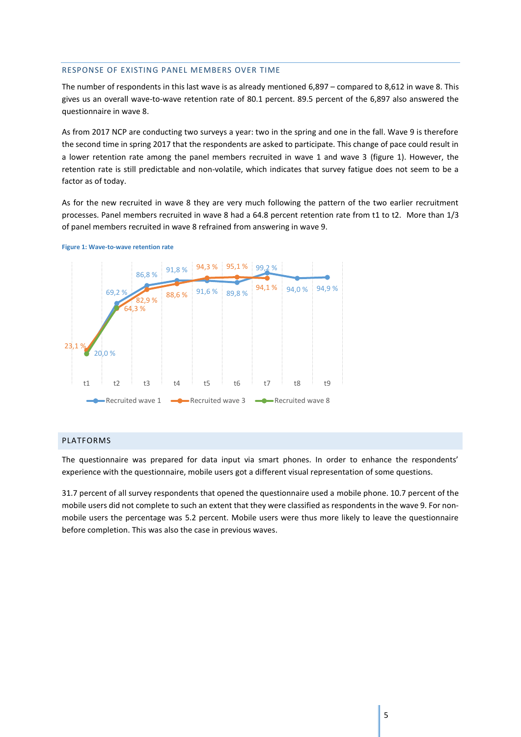## RESPONSE OF EXISTING PANEL MEMBERS OVER TIME

The number of respondents in this last wave is as already mentioned 6,897 – compared to 8,612 in wave 8. This gives us an overall wave-to-wave retention rate of 80.1 percent. 89.5 percent of the 6,897 also answered the questionnaire in wave 8.

As from 2017 NCP are conducting two surveys a year: two in the spring and one in the fall. Wave 9 is therefore the second time in spring 2017 that the respondents are asked to participate. This change of pace could result in a lower retention rate among the panel members recruited in wave 1 and wave 3 (figure 1). However, the retention rate is still predictable and non-volatile, which indicates that survey fatigue does not seem to be a factor as of today.

As for the new recruited in wave 8 they are very much following the pattern of the two earlier recruitment processes. Panel members recruited in wave 8 had a 64.8 percent retention rate from t1 to t2. More than 1/3 of panel members recruited in wave 8 refrained from answering in wave 9.

**Figure 1: Wave-to-wave retention rate**

| | t1 | t2 | t3 | t4 | t5 | t6 | t7 | t8 | t9 |
|---|---|---|---|---|---|---|---|---|---|
| Recruited wave 1 | 20,0 % | 69,2 % | 86,8 % | 91,8 % | 91,6 % | 89,8 % | 99,2 % | 94,0 % | 94,9 % |
| Recruited wave 3 | 23,1 % | 64,3 % | 82,9 % | 88,6 % | 94,3 % | 95,1 % | 94,1 % | | |
| Recruited wave 8 | | | | | | | | | |

## PLATFORMS

The questionnaire was prepared for data input via smart phones. In order to enhance the respondents' experience with the questionnaire, mobile users got a different visual representation of some questions.

31.7 percent of all survey respondents that opened the questionnaire used a mobile phone. 10.7 percent of the mobile users did not complete to such an extent that they were classified as respondents in the wave 9. For non-mobile users the percentage was 5.2 percent. Mobile users were thus more likely to leave the questionnaire before completion. This was also the case in previous waves.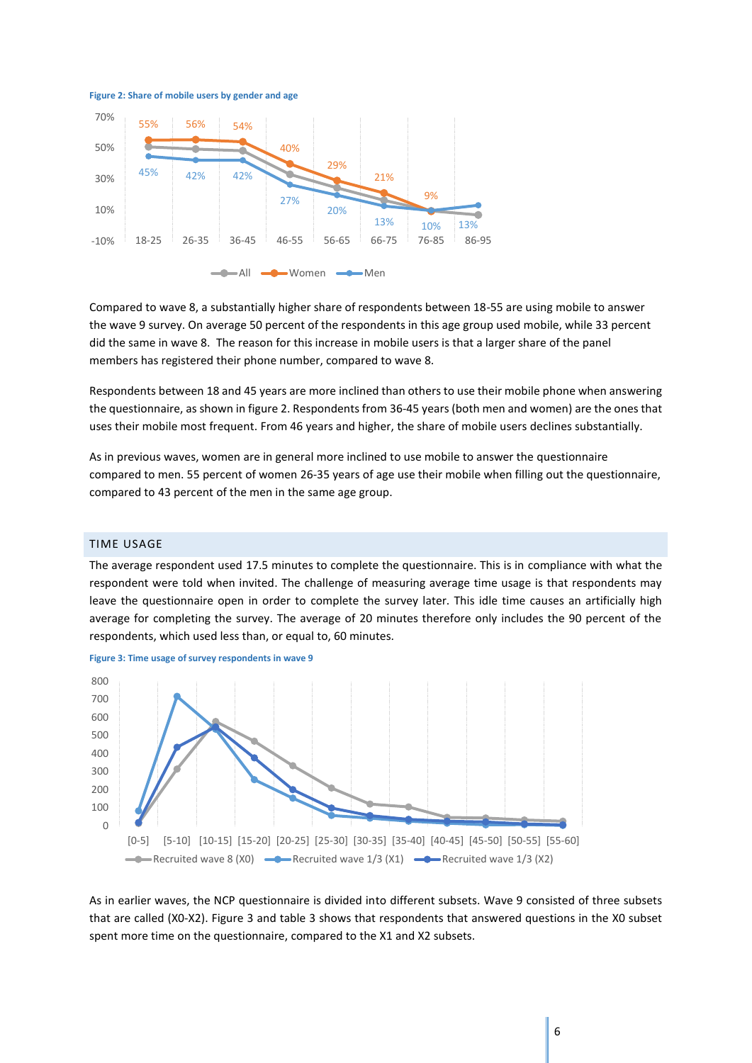Figure 2: Share of mobile users by gender and age

Compared to wave 8, a substantially higher share of respondents between 18-55 are using mobile to answer the wave 9 survey. On average 50 percent of the respondents in this age group used mobile, while 33 percent did the same in wave 8. The reason for this increase in mobile users is that a larger share of the panel members has registered their phone number, compared to wave 8.

Respondents between 18 and 45 years are more inclined than others to use their mobile phone when answering the questionnaire, as shown in figure 2. Respondents from 36-45 years (both men and women) are the ones that uses their mobile most frequent. From 46 years and higher, the share of mobile users declines substantially.

As in previous waves, women are in general more inclined to use mobile to answer the questionnaire compared to men. 55 percent of women 26-35 years of age use their mobile when filling out the questionnaire, compared to 43 percent of the men in the same age group.

## TIME USAGE

The average respondent used 17.5 minutes to complete the questionnaire. This is in compliance with what the respondent were told when invited. The challenge of measuring average time usage is that respondents may leave the questionnaire open in order to complete the survey later. This idle time causes an artificially high average for completing the survey. The average of 20 minutes therefore only includes the 90 percent of the respondents, which used less than, or equal to, 60 minutes.

Figure 3: Time usage of survey respondents in wave 9

As in earlier waves, the NCP questionnaire is divided into different subsets. Wave 9 consisted of three subsets that are called (X0-X2). Figure 3 and table 3 shows that respondents that answered questions in the X0 subset spent more time on the questionnaire, compared to the X1 and X2 subsets.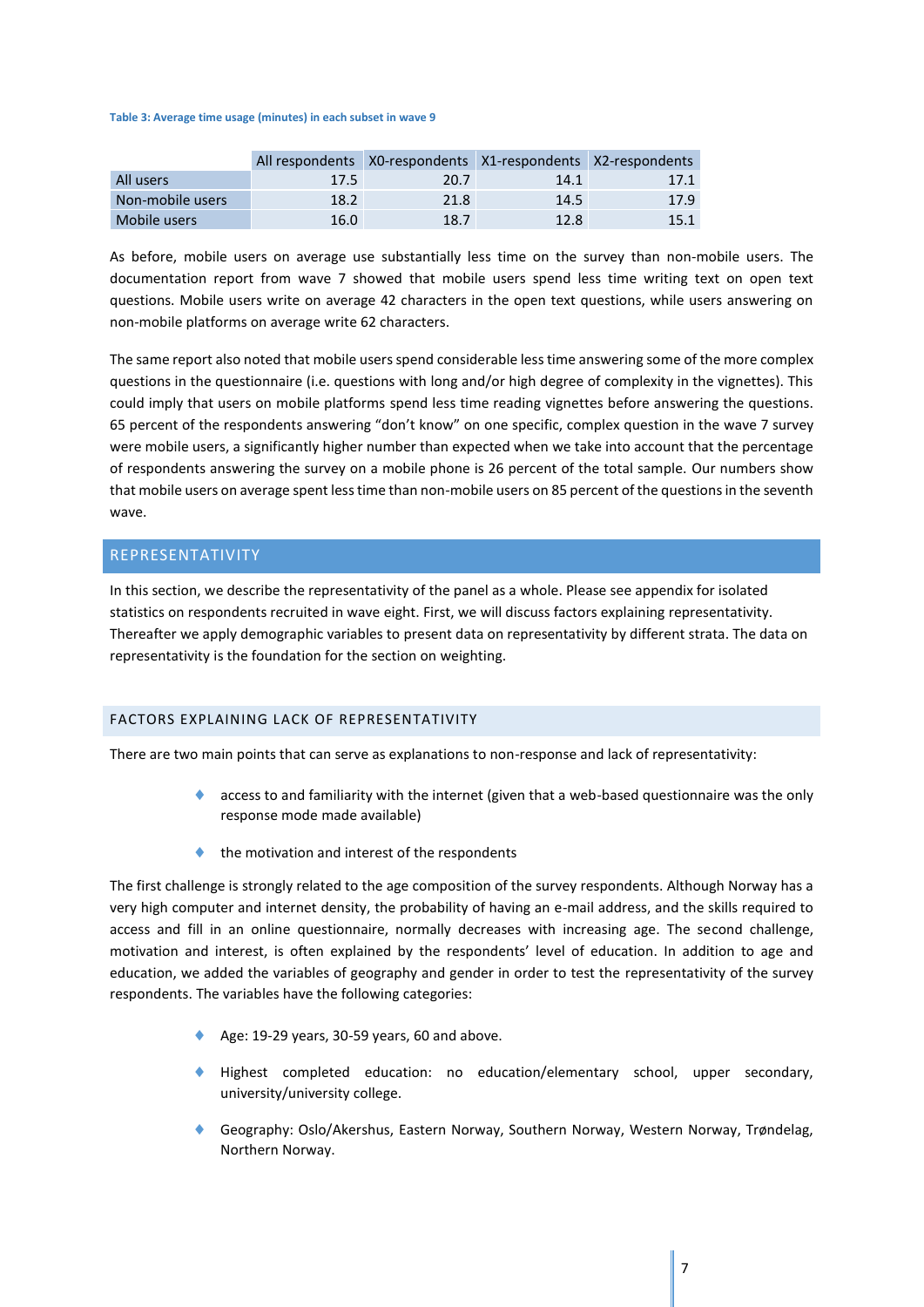**Table 3: Average time usage (minutes) in each subset in wave 9**

| | All respondents | X0-respondents | X1-respondents | X2-respondents |
|---|---|---|---|---|
| All users | 17.5 | 20.7 | 14.1 | 17.1 |
| Non-mobile users | 18.2 | 21.8 | 14.5 | 17.9 |
| Mobile users | 16.0 | 18.7 | 12.8 | 15.1 |

As before, mobile users on average use substantially less time on the survey than non-mobile users. The documentation report from wave 7 showed that mobile users spend less time writing text on open text questions. Mobile users write on average 42 characters in the open text questions, while users answering on non-mobile platforms on average write 62 characters.

The same report also noted that mobile users spend considerable less time answering some of the more complex questions in the questionnaire (i.e. questions with long and/or high degree of complexity in the vignettes). This could imply that users on mobile platforms spend less time reading vignettes before answering the questions. 65 percent of the respondents answering "don't know" on one specific, complex question in the wave 7 survey were mobile users, a significantly higher number than expected when we take into account that the percentage of respondents answering the survey on a mobile phone is 26 percent of the total sample. Our numbers show that mobile users on average spent less time than non-mobile users on 85 percent of the questions in the seventh wave.

## REPRESENTATIVITY

In this section, we describe the representativity of the panel as a whole. Please see appendix for isolated statistics on respondents recruited in wave eight. First, we will discuss factors explaining representativity. Thereafter we apply demographic variables to present data on representativity by different strata. The data on representativity is the foundation for the section on weighting.

### FACTORS EXPLAINING LACK OF REPRESENTATIVITY

There are two main points that can serve as explanations to non-response and lack of representativity:

- access to and familiarity with the internet (given that a web-based questionnaire was the only response mode made available)
- the motivation and interest of the respondents

The first challenge is strongly related to the age composition of the survey respondents. Although Norway has a very high computer and internet density, the probability of having an e-mail address, and the skills required to access and fill in an online questionnaire, normally decreases with increasing age. The second challenge, motivation and interest, is often explained by the respondents' level of education. In addition to age and education, we added the variables of geography and gender in order to test the representativity of the survey respondents. The variables have the following categories:

- Age: 19-29 years, 30-59 years, 60 and above.
- Highest completed education: no education/elementary school, upper secondary, university/university college.
- Geography: Oslo/Akershus, Eastern Norway, Southern Norway, Western Norway, Trøndelag, Northern Norway.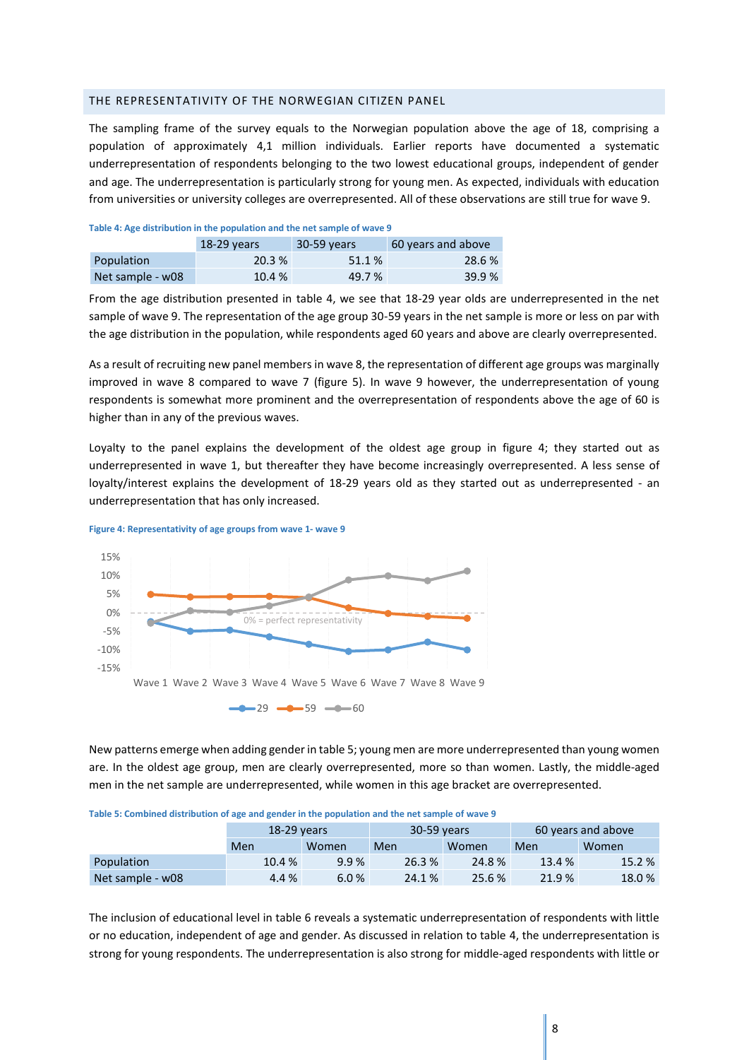## THE REPRESENTATIVITY OF THE NORWEGIAN CITIZEN PANEL

The sampling frame of the survey equals to the Norwegian population above the age of 18, comprising a population of approximately 4,1 million individuals. Earlier reports have documented a systematic underrepresentation of respondents belonging to the two lowest educational groups, independent of gender and age. The underrepresentation is particularly strong for young men. As expected, individuals with education from universities or university colleges are overrepresented. All of these observations are still true for wave 9.

Table 4: Age distribution in the population and the net sample of wave 9

| | 18-29 years | 30-59 years | 60 years and above |
|---|---|---|---|
| Population | 20.3 % | 51.1 % | 28.6 % |
| Net sample - w08 | 10.4 % | 49.7 % | 39.9 % |

From the age distribution presented in table 4, we see that 18-29 year olds are underrepresented in the net sample of wave 9. The representation of the age group 30-59 years in the net sample is more or less on par with the age distribution in the population, while respondents aged 60 years and above are clearly overrepresented.

As a result of recruiting new panel members in wave 8, the representation of different age groups was marginally improved in wave 8 compared to wave 7 (figure 5). In wave 9 however, the underrepresentation of young respondents is somewhat more prominent and the overrepresentation of respondents above the age of 60 is higher than in any of the previous waves.

Loyalty to the panel explains the development of the oldest age group in figure 4; they started out as underrepresented in wave 1, but thereafter they have become increasingly overrepresented. A less sense of loyalty/interest explains the development of 18-29 years old as they started out as underrepresented - an underrepresentation that has only increased.

Figure 4: Representativity of age groups from wave 1- wave 9

New patterns emerge when adding gender in table 5; young men are more underrepresented than young women are. In the oldest age group, men are clearly overrepresented, more so than women. Lastly, the middle-aged men in the net sample are underrepresented, while women in this age bracket are overrepresented.

Table 5: Combined distribution of age and gender in the population and the net sample of wave 9

| | 18-29 years | | 30-59 years | | 60 years and above | |
|---|---|---|---|---|---|---|
| | Men | Women | Men | Women | Men | Women |
| Population | 10.4 % | 9.9 % | 26.3 % | 24.8 % | 13.4 % | 15.2 % |
| Net sample - w08 | 4.4 % | 6.0 % | 24.1 % | 25.6 % | 21.9 % | 18.0 % |

The inclusion of educational level in table 6 reveals a systematic underrepresentation of respondents with little or no education, independent of age and gender. As discussed in relation to table 4, the underrepresentation is strong for young respondents. The underrepresentation is also strong for middle-aged respondents with little or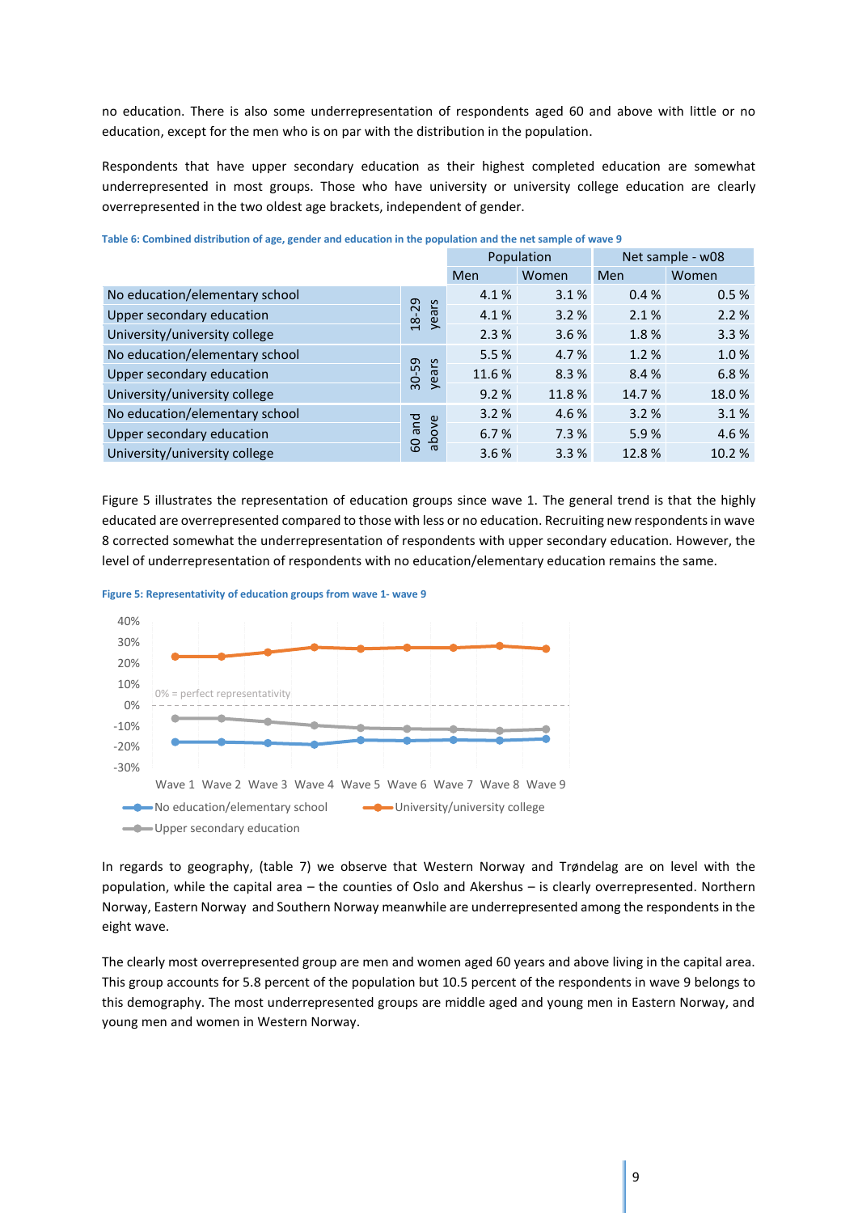no education. There is also some underrepresentation of respondents aged 60 and above with little or no education, except for the men who is on par with the distribution in the population.

Respondents that have upper secondary education as their highest completed education are somewhat underrepresented in most groups. Those who have university or university college education are clearly overrepresented in the two oldest age brackets, independent of gender.

**Table 6: Combined distribution of age, gender and education in the population and the net sample of wave 9**

| | | Population | | Net sample - w08 | |
|---|---|---|---|---|---|
| | | Men | Women | Men | Women |
| No education/elementary school | 18-29 years | 4.1 % | 3.1 % | 0.4 % | 0.5 % |
| Upper secondary education | | 4.1 % | 3.2 % | 2.1 % | 2.2 % |
| University/university college | | 2.3 % | 3.6 % | 1.8 % | 3.3 % |
| No education/elementary school | 30-59 years | 5.5 % | 4.7 % | 1.2 % | 1.0 % |
| Upper secondary education | | 11.6 % | 8.3 % | 8.4 % | 6.8 % |
| University/university college | | 9.2 % | 11.8 % | 14.7 % | 18.0 % |
| No education/elementary school | 60 and above | 3.2 % | 4.6 % | 3.2 % | 3.1 % |
| Upper secondary education | | 6.7 % | 7.3 % | 5.9 % | 4.6 % |
| University/university college | | 3.6 % | 3.3 % | 12.8 % | 10.2 % |

Figure 5 illustrates the representation of education groups since wave 1. The general trend is that the highly educated are overrepresented compared to those with less or no education. Recruiting new respondents in wave 8 corrected somewhat the underrepresentation of respondents with upper secondary education. However, the level of underrepresentation of respondents with no education/elementary education remains the same.

**Figure 5: Representativity of education groups from wave 1- wave 9**

In regards to geography, (table 7) we observe that Western Norway and Trøndelag are on level with the population, while the capital area – the counties of Oslo and Akershus – is clearly overrepresented. Northern Norway, Eastern Norway and Southern Norway meanwhile are underrepresented among the respondents in the eight wave.

The clearly most overrepresented group are men and women aged 60 years and above living in the capital area. This group accounts for 5.8 percent of the population but 10.5 percent of the respondents in wave 9 belongs to this demography. The most underrepresented groups are middle aged and young men in Eastern Norway, and young men and women in Western Norway.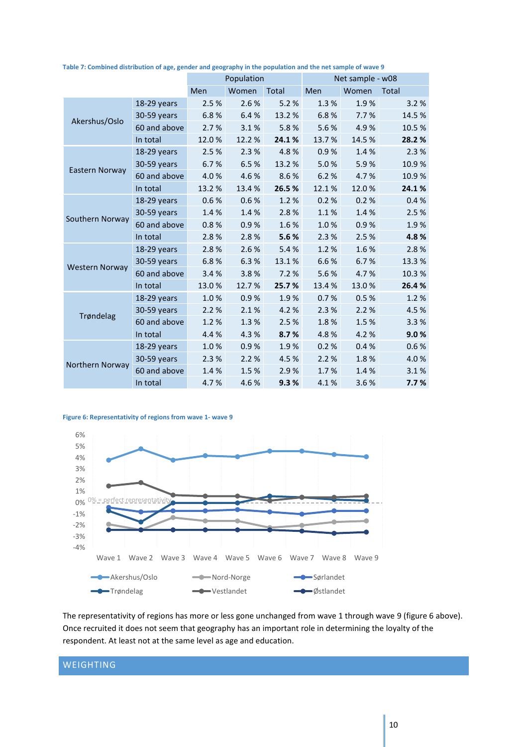Table 7: Combined distribution of age, gender and geography in the population and the net sample of wave 9

| | | Population | | | Net sample - w08 | | |
|---|---|---|---|---|---|---|---|
| | | Men | Women | Total | Men | Women | Total |
| Akershus/Oslo | 18-29 years | 2.5 % | 2.6 % | 5.2 % | 1.3 % | 1.9 % | 3.2 % |
| | 30-59 years | 6.8 % | 6.4 % | 13.2 % | 6.8 % | 7.7 % | 14.5 % |
| | 60 and above | 2.7 % | 3.1 % | 5.8 % | 5.6 % | 4.9 % | 10.5 % |
| | In total | 12.0 % | 12.2 % | **24.1 %** | 13.7 % | 14.5 % | **28.2 %** |
| Eastern Norway | 18-29 years | 2.5 % | 2.3 % | 4.8 % | 0.9 % | 1.4 % | 2.3 % |
| | 30-59 years | 6.7 % | 6.5 % | 13.2 % | 5.0 % | 5.9 % | 10.9 % |
| | 60 and above | 4.0 % | 4.6 % | 8.6 % | 6.2 % | 4.7 % | 10.9 % |
| | In total | 13.2 % | 13.4 % | **26.5 %** | 12.1 % | 12.0 % | **24.1 %** |
| Southern Norway | 18-29 years | 0.6 % | 0.6 % | 1.2 % | 0.2 % | 0.2 % | 0.4 % |
| | 30-59 years | 1.4 % | 1.4 % | 2.8 % | 1.1 % | 1.4 % | 2.5 % |
| | 60 and above | 0.8 % | 0.9 % | 1.6 % | 1.0 % | 0.9 % | 1.9 % |
| | In total | 2.8 % | 2.8 % | **5.6 %** | 2.3 % | 2.5 % | **4.8 %** |
| Western Norway | 18-29 years | 2.8 % | 2.6 % | 5.4 % | 1.2 % | 1.6 % | 2.8 % |
| | 30-59 years | 6.8 % | 6.3 % | 13.1 % | 6.6 % | 6.7 % | 13.3 % |
| | 60 and above | 3.4 % | 3.8 % | 7.2 % | 5.6 % | 4.7 % | 10.3 % |
| | In total | 13.0 % | 12.7 % | **25.7 %** | 13.4 % | 13.0 % | **26.4 %** |
| Trøndelag | 18-29 years | 1.0 % | 0.9 % | 1.9 % | 0.7 % | 0.5 % | 1.2 % |
| | 30-59 years | 2.2 % | 2.1 % | 4.2 % | 2.3 % | 2.2 % | 4.5 % |
| | 60 and above | 1.2 % | 1.3 % | 2.5 % | 1.8 % | 1.5 % | 3.3 % |
| | In total | 4.4 % | 4.3 % | **8.7 %** | 4.8 % | 4.2 % | **9.0 %** |
| Northern Norway | 18-29 years | 1.0 % | 0.9 % | 1.9 % | 0.2 % | 0.4 % | 0.6 % |
| | 30-59 years | 2.3 % | 2.2 % | 4.5 % | 2.2 % | 1.8 % | 4.0 % |
| | 60 and above | 1.4 % | 1.5 % | 2.9 % | 1.7 % | 1.4 % | 3.1 % |
| | In total | 4.7 % | 4.6 % | **9.3 %** | 4.1 % | 3.6 % | **7.7 %** |

Figure 6: Representativity of regions from wave 1- wave 9

The representativity of regions has more or less gone unchanged from wave 1 through wave 9 (figure 6 above). Once recruited it does not seem that geography has an important role in determining the loyalty of the respondent. At least not at the same level as age and education.

## WEIGHTING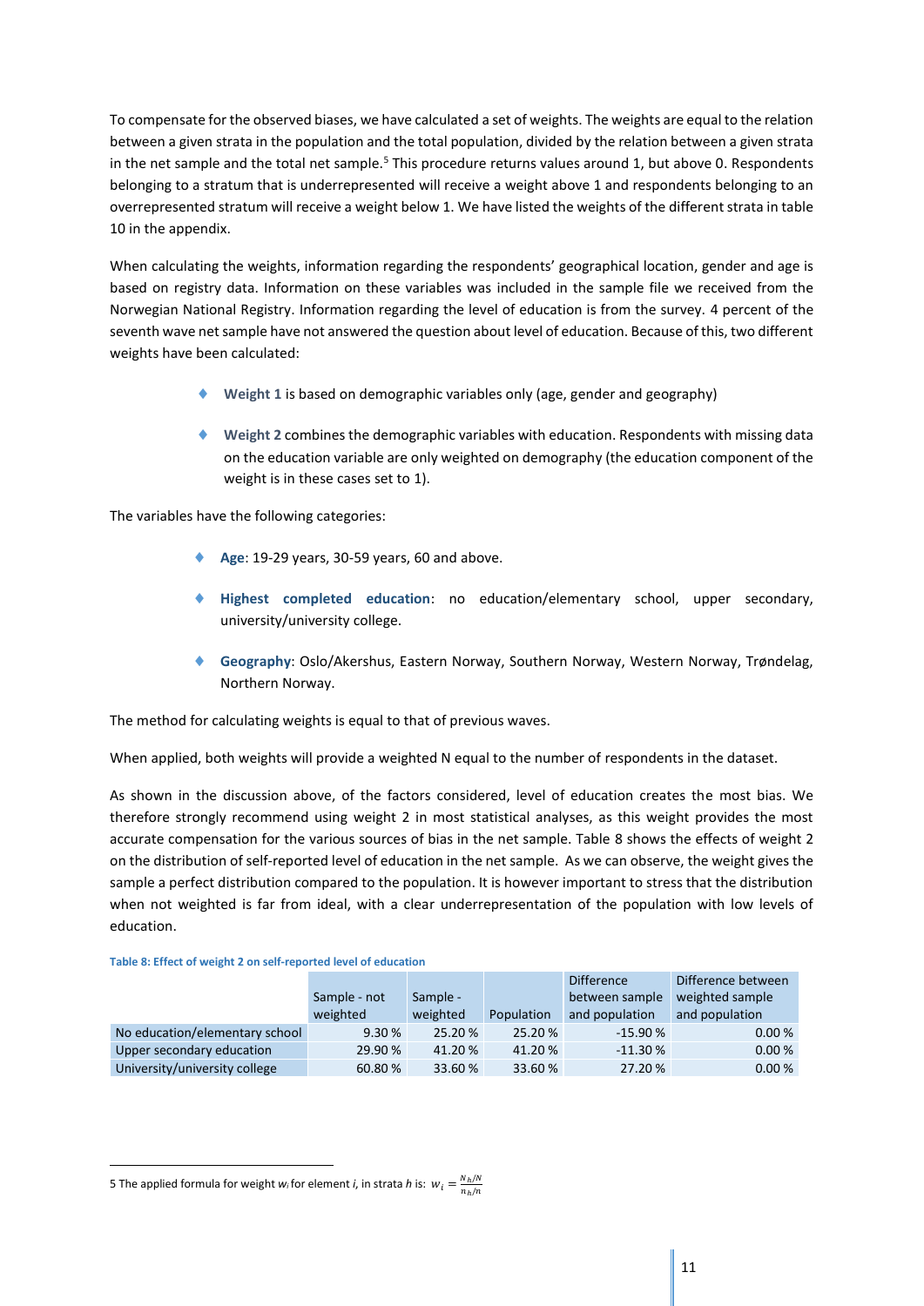To compensate for the observed biases, we have calculated a set of weights. The weights are equal to the relation between a given strata in the population and the total population, divided by the relation between a given strata in the net sample and the total net sample.[5] This procedure returns values around 1, but above 0. Respondents belonging to a stratum that is underrepresented will receive a weight above 1 and respondents belonging to an overrepresented stratum will receive a weight below 1. We have listed the weights of the different strata in table 10 in the appendix.

When calculating the weights, information regarding the respondents' geographical location, gender and age is based on registry data. Information on these variables was included in the sample file we received from the Norwegian National Registry. Information regarding the level of education is from the survey. 4 percent of the seventh wave net sample have not answered the question about level of education. Because of this, two different weights have been calculated:

- **Weight 1** is based on demographic variables only (age, gender and geography)
- **Weight 2** combines the demographic variables with education. Respondents with missing data on the education variable are only weighted on demography (the education component of the weight is in these cases set to 1).

The variables have the following categories:

- **Age**: 19-29 years, 30-59 years, 60 and above.
- **Highest completed education**: no education/elementary school, upper secondary, university/university college.
- **Geography**: Oslo/Akershus, Eastern Norway, Southern Norway, Western Norway, Trøndelag, Northern Norway.

The method for calculating weights is equal to that of previous waves.

When applied, both weights will provide a weighted N equal to the number of respondents in the dataset.

As shown in the discussion above, of the factors considered, level of education creates the most bias. We therefore strongly recommend using weight 2 in most statistical analyses, as this weight provides the most accurate compensation for the various sources of bias in the net sample. Table 8 shows the effects of weight 2 on the distribution of self-reported level of education in the net sample. As we can observe, the weight gives the sample a perfect distribution compared to the population. It is however important to stress that the distribution when not weighted is far from ideal, with a clear underrepresentation of the population with low levels of education.

**Table 8: Effect of weight 2 on self-reported level of education**

| | Sample - not weighted | Sample - weighted | Population | Difference between sample and population | Difference between weighted sample and population |
|---|---|---|---|---|---|
| No education/elementary school | 9.30 % | 25.20 % | 25.20 % | -15.90 % | 0.00 % |
| Upper secondary education | 29.90 % | 41.20 % | 41.20 % | -11.30 % | 0.00 % |
| University/university college | 60.80 % | 33.60 % | 33.60 % | 27.20 % | 0.00 % |

5 The applied formula for weight $w_i$ for element *i*, in strata *h* is: $w_i = \frac{N_h/N}{n_h/n}$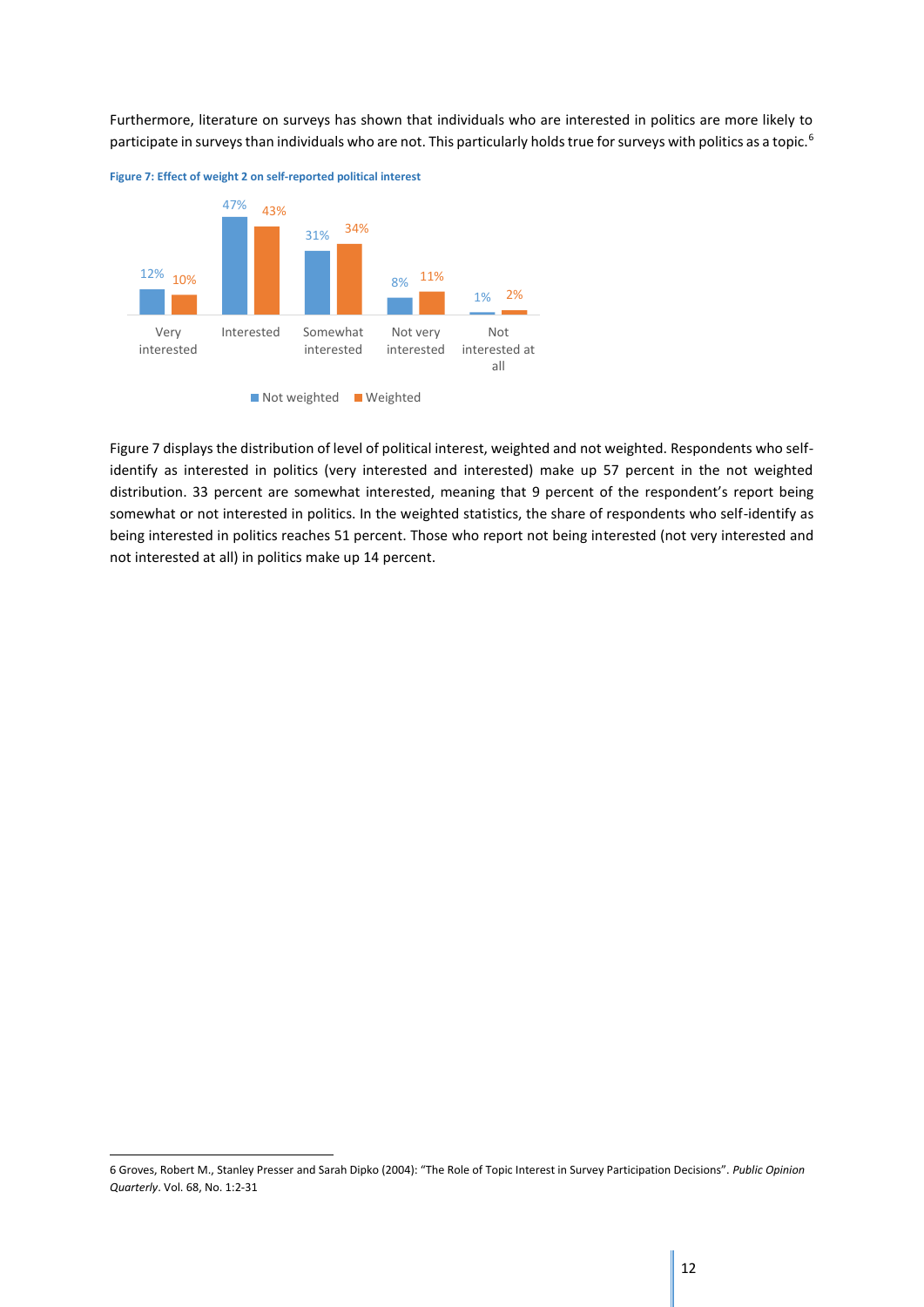Furthermore, literature on surveys has shown that individuals who are interested in politics are more likely to participate in surveys than individuals who are not. This particularly holds true for surveys with politics as a topic.[6]

**Figure 7: Effect of weight 2 on self-reported political interest**

| | Very interested | Interested | Somewhat interested | Not very interested | Not interested at all |
|---|---|---|---|---|---|
| Not weighted | 12% | 47% | 31% | 8% | 1% |
| Weighted | 10% | 43% | 34% | 11% | 2% |

Figure 7 displays the distribution of level of political interest, weighted and not weighted. Respondents who self-identify as interested in politics (very interested and interested) make up 57 percent in the not weighted distribution. 33 percent are somewhat interested, meaning that 9 percent of the respondent's report being somewhat or not interested in politics. In the weighted statistics, the share of respondents who self-identify as being interested in politics reaches 51 percent. Those who report not being interested (not very interested and not interested at all) in politics make up 14 percent.

6 Groves, Robert M., Stanley Presser and Sarah Dipko (2004): "The Role of Topic Interest in Survey Participation Decisions". *Public Opinion Quarterly*. Vol. 68, No. 1:2-31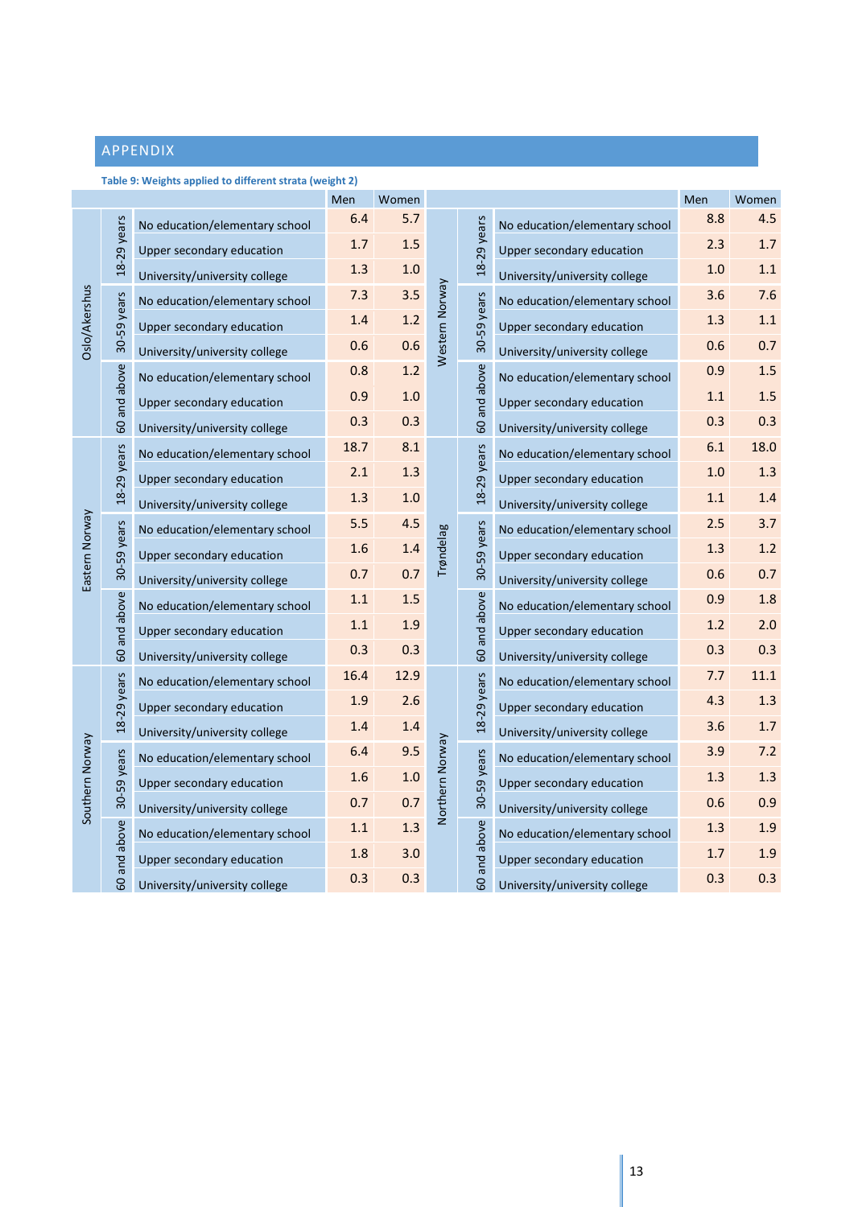## APPENDIX

**Table 9: Weights applied to different strata (weight 2)**

| | | | Men | Women | | | | Men | Women |
|---|---|---|---|---|---|---|---|---|---|
| Oslo/Akershus | 18-29 years | No education/elementary school | 6.4 | 5.7 | Western Norway | 18-29 years | No education/elementary school | 8.8 | 4.5 |
| | | Upper secondary education | 1.7 | 1.5 | | | Upper secondary education | 2.3 | 1.7 |
| | | University/university college | 1.3 | 1.0 | | | University/university college | 1.0 | 1.1 |
| | 30-59 years | No education/elementary school | 7.3 | 3.5 | | 30-59 years | No education/elementary school | 3.6 | 7.6 |
| | | Upper secondary education | 1.4 | 1.2 | | | Upper secondary education | 1.3 | 1.1 |
| | | University/university college | 0.6 | 0.6 | | | University/university college | 0.6 | 0.7 |
| | 60 and above | No education/elementary school | 0.8 | 1.2 | | 60 and above | No education/elementary school | 0.9 | 1.5 |
| | | Upper secondary education | 0.9 | 1.0 | | | Upper secondary education | 1.1 | 1.5 |
| | | University/university college | 0.3 | 0.3 | | | University/university college | 0.3 | 0.3 |
| Eastern Norway | 18-29 years | No education/elementary school | 18.7 | 8.1 | Trøndelag | 18-29 years | No education/elementary school | 6.1 | 18.0 |
| | | Upper secondary education | 2.1 | 1.3 | | | Upper secondary education | 1.0 | 1.3 |
| | | University/university college | 1.3 | 1.0 | | | University/university college | 1.1 | 1.4 |
| | 30-59 years | No education/elementary school | 5.5 | 4.5 | | 30-59 years | No education/elementary school | 2.5 | 3.7 |
| | | Upper secondary education | 1.6 | 1.4 | | | Upper secondary education | 1.3 | 1.2 |
| | | University/university college | 0.7 | 0.7 | | | University/university college | 0.6 | 0.7 |
| | 60 and above | No education/elementary school | 1.1 | 1.5 | | 60 and above | No education/elementary school | 0.9 | 1.8 |
| | | Upper secondary education | 1.1 | 1.9 | | | Upper secondary education | 1.2 | 2.0 |
| | | University/university college | 0.3 | 0.3 | | | University/university college | 0.3 | 0.3 |
| Southern Norway | 18-29 years | No education/elementary school | 16.4 | 12.9 | Northern Norway | 18-29 years | No education/elementary school | 7.7 | 11.1 |
| | | Upper secondary education | 1.9 | 2.6 | | | Upper secondary education | 4.3 | 1.3 |
| | | University/university college | 1.4 | 1.4 | | | University/university college | 3.6 | 1.7 |
| | 30-59 years | No education/elementary school | 6.4 | 9.5 | | 30-59 years | No education/elementary school | 3.9 | 7.2 |
| | | Upper secondary education | 1.6 | 1.0 | | | Upper secondary education | 1.3 | 1.3 |
| | | University/university college | 0.7 | 0.7 | | | University/university college | 0.6 | 0.9 |
| | 60 and above | No education/elementary school | 1.1 | 1.3 | | 60 and above | No education/elementary school | 1.3 | 1.9 |
| | | Upper secondary education | 1.8 | 3.0 | | | Upper secondary education | 1.7 | 1.9 |
| | | University/university college | 0.3 | 0.3 | | | University/university college | 0.3 | 0.3 |